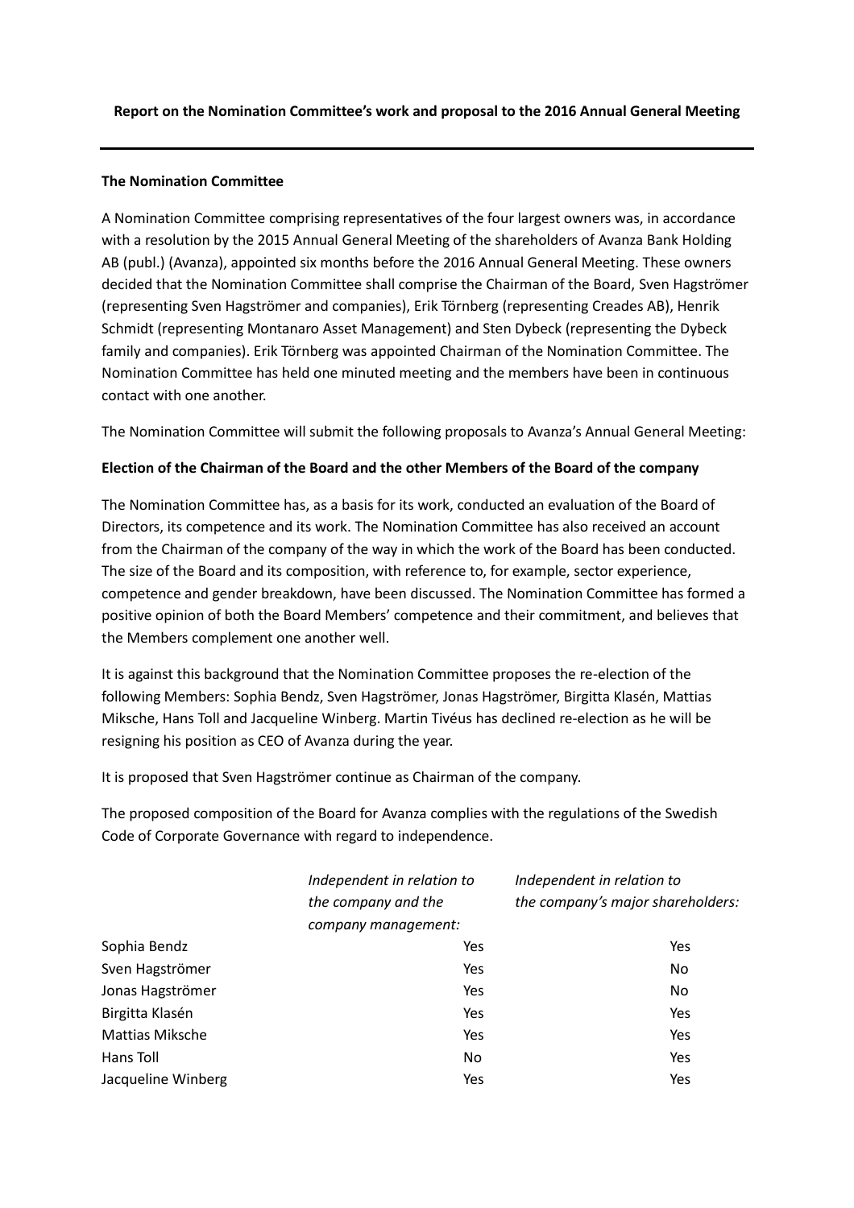**Report on the Nomination Committee's work and proposal to the 2016 Annual General Meeting**

---

**The Nomination Committee**

A Nomination Committee comprising representatives of the four largest owners was, in accordance with a resolution by the 2015 Annual General Meeting of the shareholders of Avanza Bank Holding AB (publ.) (Avanza), appointed six months before the 2016 Annual General Meeting. These owners decided that the Nomination Committee shall comprise the Chairman of the Board, Sven Hagströmer (representing Sven Hagströmer and companies), Erik Törnberg (representing Creades AB), Henrik Schmidt (representing Montanaro Asset Management) and Sten Dybeck (representing the Dybeck family and companies). Erik Törnberg was appointed Chairman of the Nomination Committee. The Nomination Committee has held one minuted meeting and the members have been in continuous contact with one another.

The Nomination Committee will submit the following proposals to Avanza's Annual General Meeting:

**Election of the Chairman of the Board and the other Members of the Board of the company**

The Nomination Committee has, as a basis for its work, conducted an evaluation of the Board of Directors, its competence and its work. The Nomination Committee has also received an account from the Chairman of the company of the way in which the work of the Board has been conducted. The size of the Board and its composition, with reference to, for example, sector experience, competence and gender breakdown, have been discussed. The Nomination Committee has formed a positive opinion of both the Board Members' competence and their commitment, and believes that the Members complement one another well.

It is against this background that the Nomination Committee proposes the re-election of the following Members: Sophia Bendz, Sven Hagströmer, Jonas Hagströmer, Birgitta Klasén, Mattias Miksche, Hans Toll and Jacqueline Winberg. Martin Tivéus has declined re-election as he will be resigning his position as CEO of Avanza during the year.

It is proposed that Sven Hagströmer continue as Chairman of the company.

The proposed composition of the Board for Avanza complies with the regulations of the Swedish Code of Corporate Governance with regard to independence.

| | *Independent in relation to the company and the company management:* | *Independent in relation to the company's major shareholders:* |
|---|---|---|
| Sophia Bendz | Yes | Yes |
| Sven Hagströmer | Yes | No |
| Jonas Hagströmer | Yes | No |
| Birgitta Klasén | Yes | Yes |
| Mattias Miksche | Yes | Yes |
| Hans Toll | No | Yes |
| Jacqueline Winberg | Yes | Yes |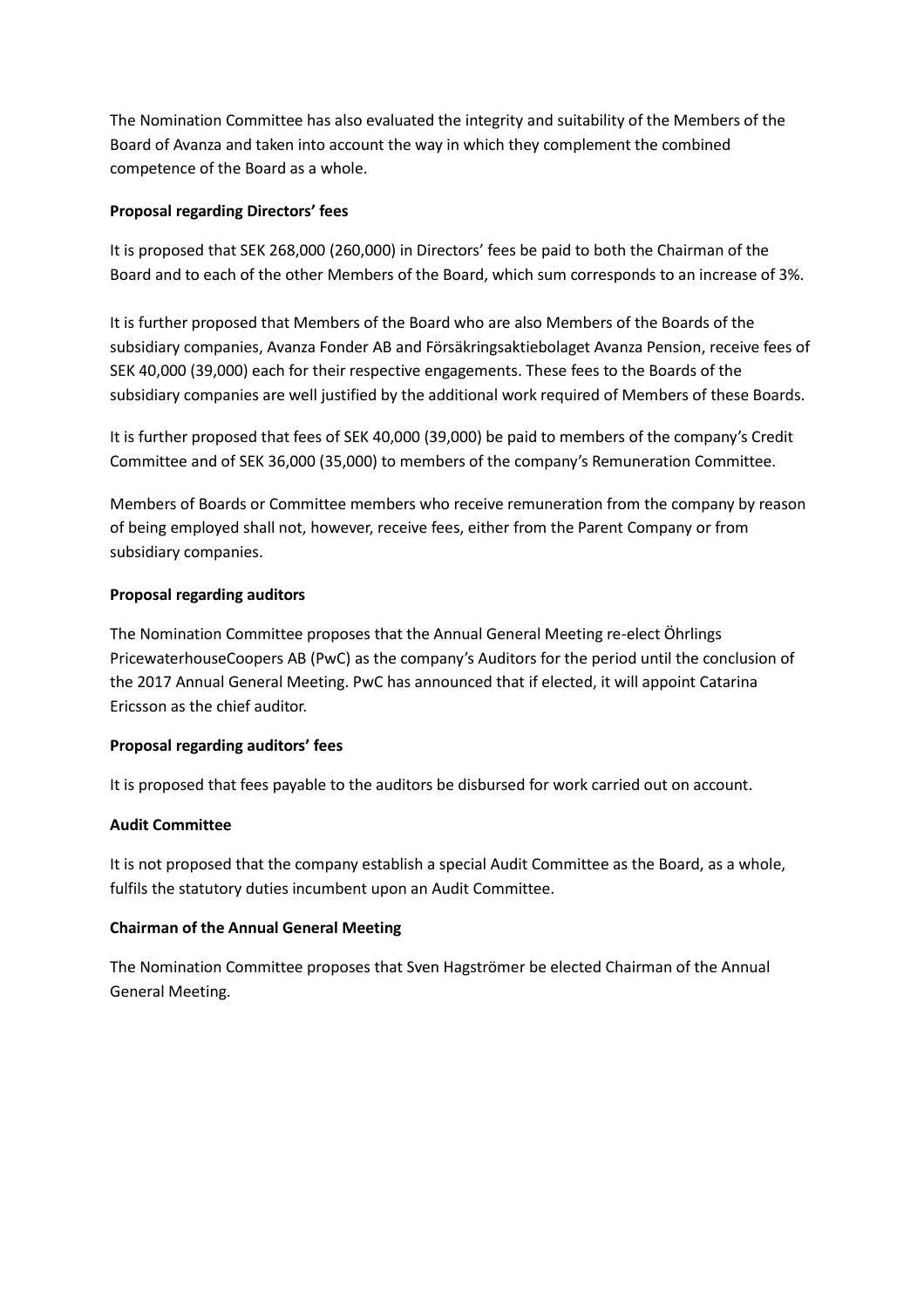The Nomination Committee has also evaluated the integrity and suitability of the Members of the Board of Avanza and taken into account the way in which they complement the combined competence of the Board as a whole.

**Proposal regarding Directors' fees**

It is proposed that SEK 268,000 (260,000) in Directors' fees be paid to both the Chairman of the Board and to each of the other Members of the Board, which sum corresponds to an increase of 3%.

It is further proposed that Members of the Board who are also Members of the Boards of the subsidiary companies, Avanza Fonder AB and Försäkringsaktiebolaget Avanza Pension, receive fees of SEK 40,000 (39,000) each for their respective engagements. These fees to the Boards of the subsidiary companies are well justified by the additional work required of Members of these Boards.

It is further proposed that fees of SEK 40,000 (39,000) be paid to members of the company's Credit Committee and of SEK 36,000 (35,000) to members of the company's Remuneration Committee.

Members of Boards or Committee members who receive remuneration from the company by reason of being employed shall not, however, receive fees, either from the Parent Company or from subsidiary companies.

**Proposal regarding auditors**

The Nomination Committee proposes that the Annual General Meeting re-elect Öhrlings PricewaterhouseCoopers AB (PwC) as the company's Auditors for the period until the conclusion of the 2017 Annual General Meeting. PwC has announced that if elected, it will appoint Catarina Ericsson as the chief auditor.

**Proposal regarding auditors' fees**

It is proposed that fees payable to the auditors be disbursed for work carried out on account.

**Audit Committee**

It is not proposed that the company establish a special Audit Committee as the Board, as a whole, fulfils the statutory duties incumbent upon an Audit Committee.

**Chairman of the Annual General Meeting**

The Nomination Committee proposes that Sven Hagströmer be elected Chairman of the Annual General Meeting.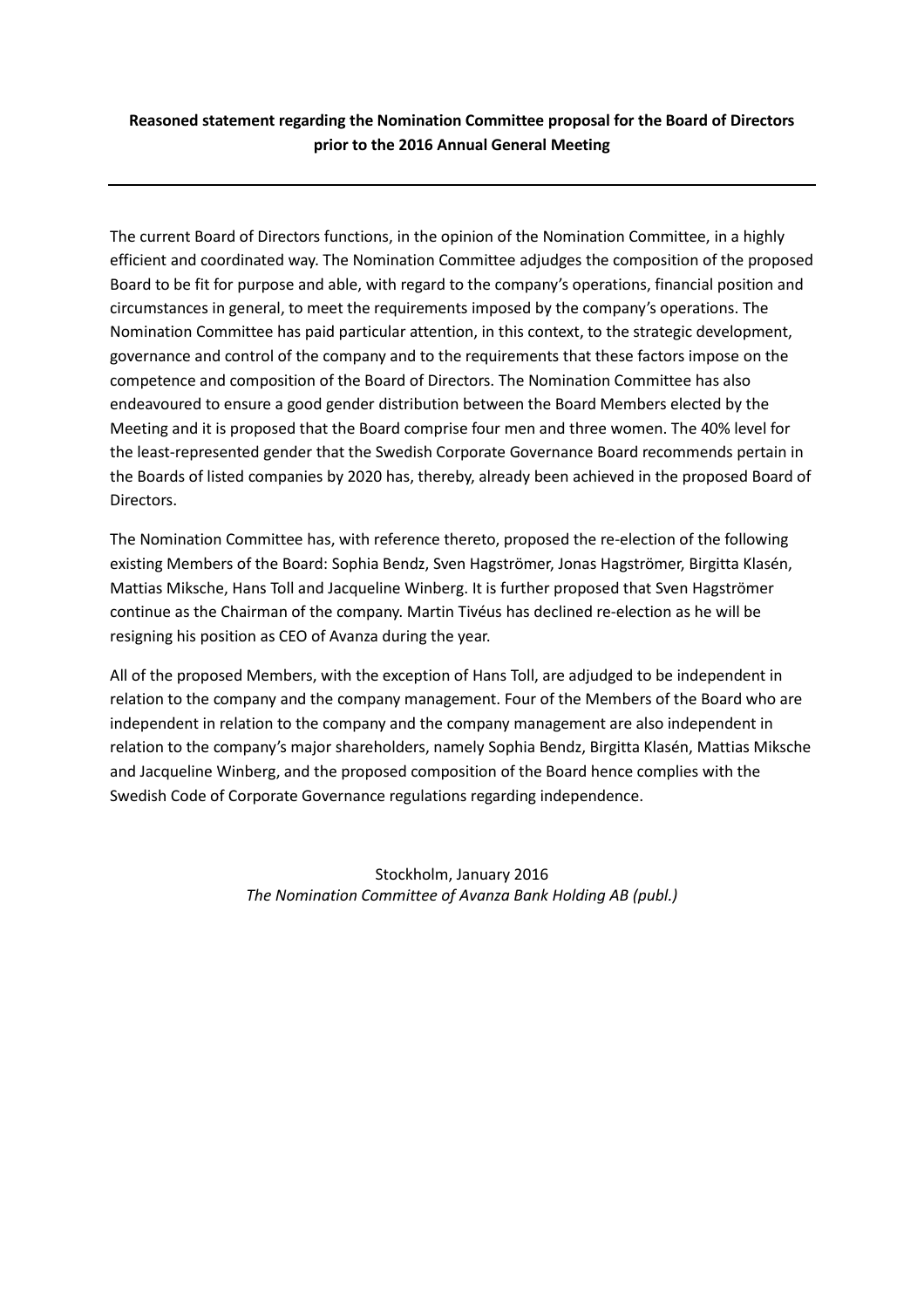**Reasoned statement regarding the Nomination Committee proposal for the Board of Directors prior to the 2016 Annual General Meeting**

---

The current Board of Directors functions, in the opinion of the Nomination Committee, in a highly efficient and coordinated way. The Nomination Committee adjudges the composition of the proposed Board to be fit for purpose and able, with regard to the company's operations, financial position and circumstances in general, to meet the requirements imposed by the company's operations. The Nomination Committee has paid particular attention, in this context, to the strategic development, governance and control of the company and to the requirements that these factors impose on the competence and composition of the Board of Directors. The Nomination Committee has also endeavoured to ensure a good gender distribution between the Board Members elected by the Meeting and it is proposed that the Board comprise four men and three women. The 40% level for the least-represented gender that the Swedish Corporate Governance Board recommends pertain in the Boards of listed companies by 2020 has, thereby, already been achieved in the proposed Board of Directors.

The Nomination Committee has, with reference thereto, proposed the re-election of the following existing Members of the Board: Sophia Bendz, Sven Hagströmer, Jonas Hagströmer, Birgitta Klasén, Mattias Miksche, Hans Toll and Jacqueline Winberg. It is further proposed that Sven Hagströmer continue as the Chairman of the company. Martin Tivéus has declined re-election as he will be resigning his position as CEO of Avanza during the year.

All of the proposed Members, with the exception of Hans Toll, are adjudged to be independent in relation to the company and the company management. Four of the Members of the Board who are independent in relation to the company and the company management are also independent in relation to the company's major shareholders, namely Sophia Bendz, Birgitta Klasén, Mattias Miksche and Jacqueline Winberg, and the proposed composition of the Board hence complies with the Swedish Code of Corporate Governance regulations regarding independence.

Stockholm, January 2016
*The Nomination Committee of Avanza Bank Holding AB (publ.)*